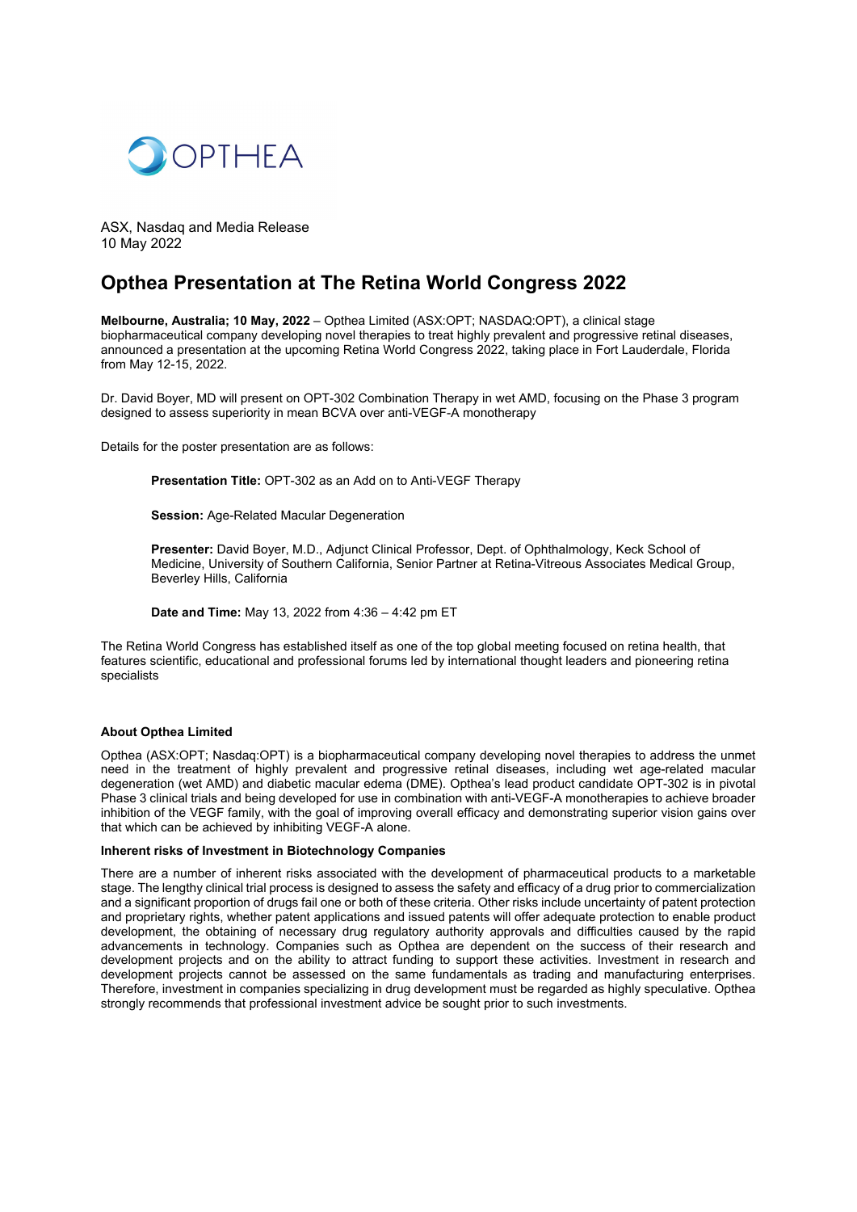ASX, Nasdaq and Media Release
10 May 2022

# Opthea Presentation at The Retina World Congress 2022

**Melbourne, Australia; 10 May, 2022** – Opthea Limited (ASX:OPT; NASDAQ:OPT), a clinical stage biopharmaceutical company developing novel therapies to treat highly prevalent and progressive retinal diseases, announced a presentation at the upcoming Retina World Congress 2022, taking place in Fort Lauderdale, Florida from May 12-15, 2022.

Dr. David Boyer, MD will present on OPT-302 Combination Therapy in wet AMD, focusing on the Phase 3 program designed to assess superiority in mean BCVA over anti-VEGF-A monotherapy

Details for the poster presentation are as follows:

**Presentation Title:** OPT-302 as an Add on to Anti-VEGF Therapy

**Session:** Age-Related Macular Degeneration

**Presenter:** David Boyer, M.D., Adjunct Clinical Professor, Dept. of Ophthalmology, Keck School of Medicine, University of Southern California, Senior Partner at Retina-Vitreous Associates Medical Group, Beverley Hills, California

**Date and Time:** May 13, 2022 from 4:36 – 4:42 pm ET

The Retina World Congress has established itself as one of the top global meeting focused on retina health, that features scientific, educational and professional forums led by international thought leaders and pioneering retina specialists

**About Opthea Limited**

Opthea (ASX:OPT; Nasdaq:OPT) is a biopharmaceutical company developing novel therapies to address the unmet need in the treatment of highly prevalent and progressive retinal diseases, including wet age-related macular degeneration (wet AMD) and diabetic macular edema (DME). Opthea's lead product candidate OPT-302 is in pivotal Phase 3 clinical trials and being developed for use in combination with anti-VEGF-A monotherapies to achieve broader inhibition of the VEGF family, with the goal of improving overall efficacy and demonstrating superior vision gains over that which can be achieved by inhibiting VEGF-A alone.

**Inherent risks of Investment in Biotechnology Companies**

There are a number of inherent risks associated with the development of pharmaceutical products to a marketable stage. The lengthy clinical trial process is designed to assess the safety and efficacy of a drug prior to commercialization and a significant proportion of drugs fail one or both of these criteria. Other risks include uncertainty of patent protection and proprietary rights, whether patent applications and issued patents will offer adequate protection to enable product development, the obtaining of necessary drug regulatory authority approvals and difficulties caused by the rapid advancements in technology. Companies such as Opthea are dependent on the success of their research and development projects and on the ability to attract funding to support these activities. Investment in research and development projects cannot be assessed on the same fundamentals as trading and manufacturing enterprises. Therefore, investment in companies specializing in drug development must be regarded as highly speculative. Opthea strongly recommends that professional investment advice be sought prior to such investments.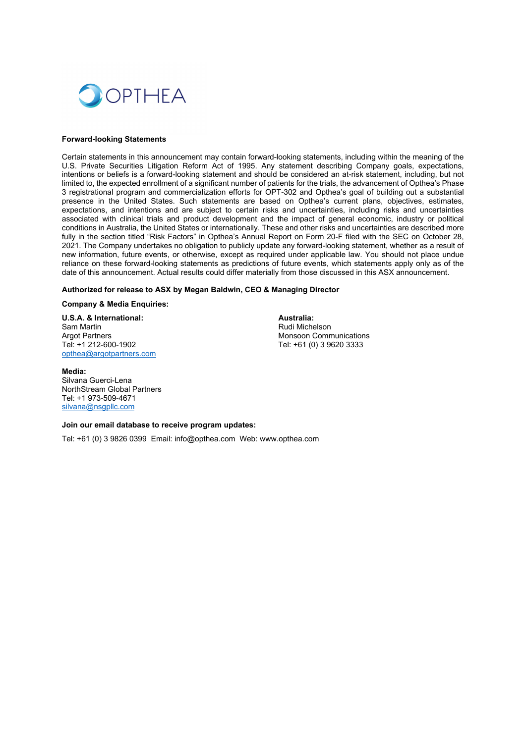**Forward-looking Statements**

Certain statements in this announcement may contain forward-looking statements, including within the meaning of the U.S. Private Securities Litigation Reform Act of 1995. Any statement describing Company goals, expectations, intentions or beliefs is a forward-looking statement and should be considered an at-risk statement, including, but not limited to, the expected enrollment of a significant number of patients for the trials, the advancement of Opthea's Phase 3 registrational program and commercialization efforts for OPT-302 and Opthea's goal of building out a substantial presence in the United States. Such statements are based on Opthea's current plans, objectives, estimates, expectations, and intentions and are subject to certain risks and uncertainties, including risks and uncertainties associated with clinical trials and product development and the impact of general economic, industry or political conditions in Australia, the United States or internationally. These and other risks and uncertainties are described more fully in the section titled "Risk Factors" in Opthea's Annual Report on Form 20-F filed with the SEC on October 28, 2021. The Company undertakes no obligation to publicly update any forward-looking statement, whether as a result of new information, future events, or otherwise, except as required under applicable law. You should not place undue reliance on these forward-looking statements as predictions of future events, which statements apply only as of the date of this announcement. Actual results could differ materially from those discussed in this ASX announcement.

**Authorized for release to ASX by Megan Baldwin, CEO & Managing Director**

**Company & Media Enquiries:**

**U.S.A. & International:**
Sam Martin
Argot Partners
Tel: +1 212-600-1902
opthea@argotpartners.com

**Australia:**
Rudi Michelson
Monsoon Communications
Tel: +61 (0) 3 9620 3333

**Media:**
Silvana Guerci-Lena
NorthStream Global Partners
Tel: +1 973-509-4671
silvana@nsgpllc.com

**Join our email database to receive program updates:**

Tel: +61 (0) 3 9826 0399 Email: info@opthea.com Web: www.opthea.com